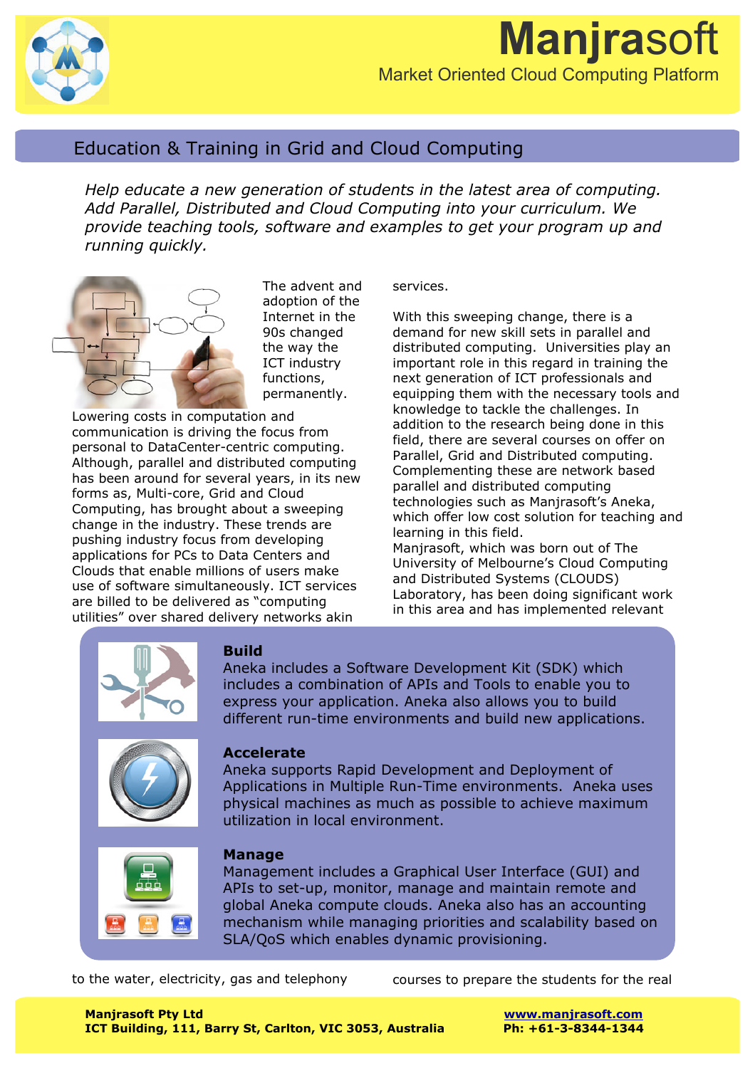# Manjrasoft

Market Oriented Cloud Computing Platform

## Education & Training in Grid and Cloud Computing

*Help educate a new generation of students in the latest area of computing. Add Parallel, Distributed and Cloud Computing into your curriculum. We provide teaching tools, software and examples to get your program up and running quickly.*

The advent and adoption of the Internet in the 90s changed the way the ICT industry functions, permanently. Lowering costs in computation and communication is driving the focus from personal to DataCenter-centric computing. Although, parallel and distributed computing has been around for several years, in its new forms as, Multi-core, Grid and Cloud Computing, has brought about a sweeping change in the industry. These trends are pushing industry focus from developing applications for PCs to Data Centers and Clouds that enable millions of users make use of software simultaneously. ICT services are billed to be delivered as "computing utilities" over shared delivery networks akin to the water, electricity, gas and telephony services.

With this sweeping change, there is a demand for new skill sets in parallel and distributed computing. Universities play an important role in this regard in training the next generation of ICT professionals and equipping them with the necessary tools and knowledge to tackle the challenges. In addition to the research being done in this field, there are several courses on offer on Parallel, Grid and Distributed computing. Complementing these are network based parallel and distributed computing technologies such as Manjrasoft's Aneka, which offer low cost solution for teaching and learning in this field.
Manjrasoft, which was born out of The University of Melbourne's Cloud Computing and Distributed Systems (CLOUDS) Laboratory, has been doing significant work in this area and has implemented relevant courses to prepare the students for the real

**Build**
Aneka includes a Software Development Kit (SDK) which includes a combination of APIs and Tools to enable you to express your application. Aneka also allows you to build different run-time environments and build new applications.

**Accelerate**
Aneka supports Rapid Development and Deployment of Applications in Multiple Run-Time environments. Aneka uses physical machines as much as possible to achieve maximum utilization in local environment.

**Manage**
Management includes a Graphical User Interface (GUI) and APIs to set-up, monitor, manage and maintain remote and global Aneka compute clouds. Aneka also has an accounting mechanism while managing priorities and scalability based on SLA/QoS which enables dynamic provisioning.

**Manjrasoft Pty Ltd**
**ICT Building, 111, Barry St, Carlton, VIC 3053, Australia**

**www.manjrasoft.com**
**Ph: +61-3-8344-1344**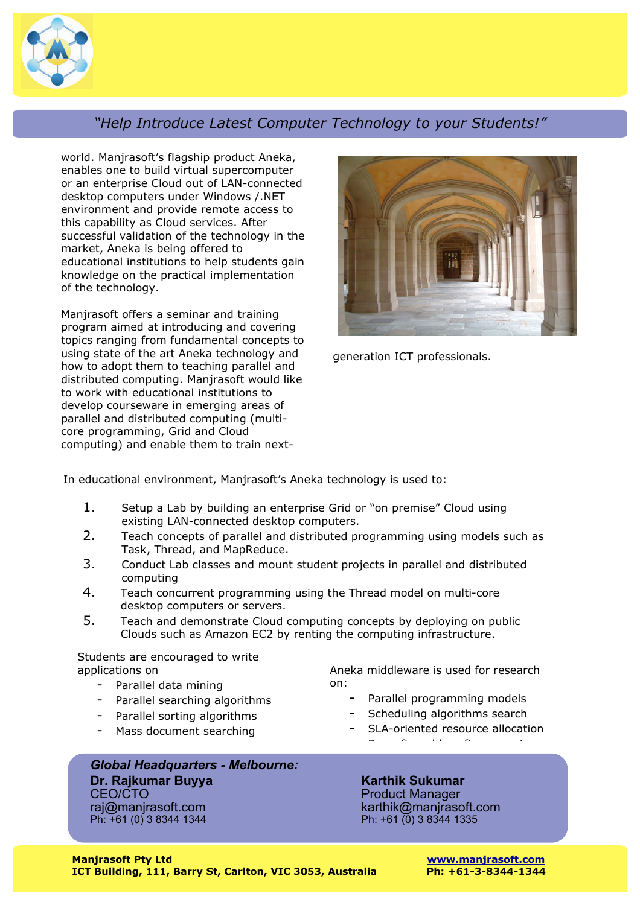*"Help Introduce Latest Computer Technology to your Students!"*

world. Manjrasoft's flagship product Aneka, enables one to build virtual supercomputer or an enterprise Cloud out of LAN-connected desktop computers under Windows /.NET environment and provide remote access to this capability as Cloud services. After successful validation of the technology in the market, Aneka is being offered to educational institutions to help students gain knowledge on the practical implementation of the technology.

Manjrasoft offers a seminar and training program aimed at introducing and covering topics ranging from fundamental concepts to using state of the art Aneka technology and how to adopt them to teaching parallel and distributed computing. Manjrasoft would like to work with educational institutions to develop courseware in emerging areas of parallel and distributed computing (multi-core programming, Grid and Cloud computing) and enable them to train next-generation ICT professionals.

In educational environment, Manjrasoft's Aneka technology is used to:

1. Setup a Lab by building an enterprise Grid or "on premise" Cloud using existing LAN-connected desktop computers.
2. Teach concepts of parallel and distributed programming using models such as Task, Thread, and MapReduce.
3. Conduct Lab classes and mount student projects in parallel and distributed computing
4. Teach concurrent programming using the Thread model on multi-core desktop computers or servers.
5. Teach and demonstrate Cloud computing concepts by deploying on public Clouds such as Amazon EC2 by renting the computing infrastructure.

Students are encouraged to write applications on

- Parallel data mining
- Parallel searching algorithms
- Parallel sorting algorithms
- Mass document searching

Aneka middleware is used for research on:

- Parallel programming models
- Scheduling algorithms search
- SLA-oriented resource allocation

***Global Headquarters - Melbourne:***

**Dr. Rajkumar Buyya**
CEO/CTO
raj@manjrasoft.com
Ph: +61 (0) 3 8344 1344

**Karthik Sukumar**
Product Manager
karthik@manjrasoft.com
Ph: +61 (0) 3 8344 1335

**Manjrasoft Pty Ltd**
**ICT Building, 111, Barry St, Carlton, VIC 3053, Australia**

**www.manjrasoft.com**
**Ph: +61-3-8344-1344**